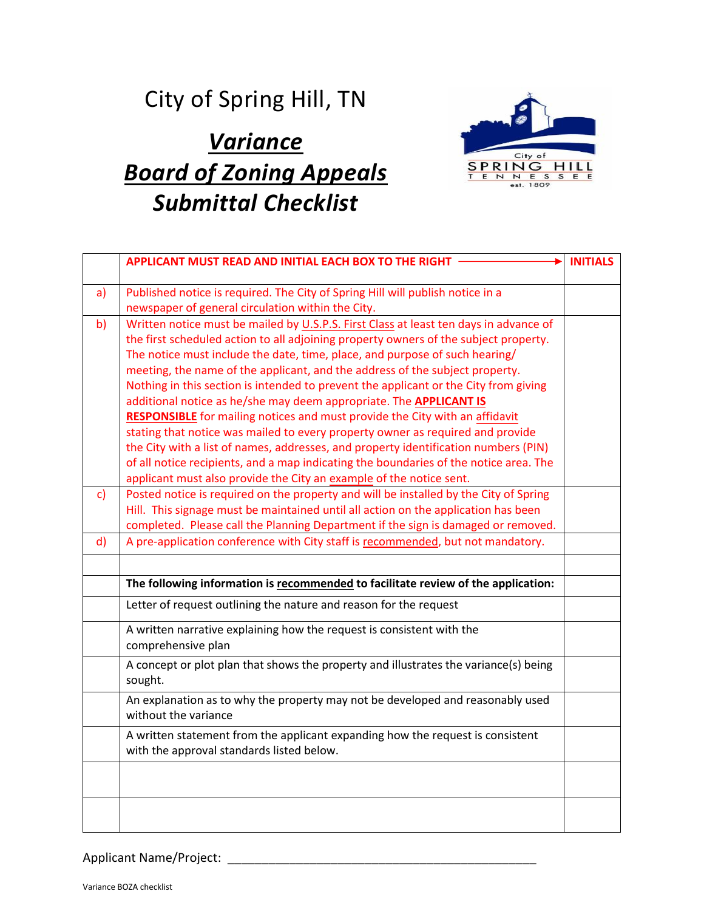# City of Spring Hill, TN

## ***Variance***
## ***Board of Zoning Appeals***
## ***Submittal Checklist***

| | APPLICANT MUST READ AND INITIAL EACH BOX TO THE RIGHT → | INITIALS |
|---|---|---|
| a) | Published notice is required. The City of Spring Hill will publish notice in a newspaper of general circulation within the City. | |
| b) | Written notice must be mailed by U.S.P.S. First Class at least ten days in advance of the first scheduled action to all adjoining property owners of the subject property. The notice must include the date, time, place, and purpose of such hearing/ meeting, the name of the applicant, and the address of the subject property. Nothing in this section is intended to prevent the applicant or the City from giving additional notice as he/she may deem appropriate. The **APPLICANT IS RESPONSIBLE** for mailing notices and must provide the City with an affidavit stating that notice was mailed to every property owner as required and provide the City with a list of names, addresses, and property identification numbers (PIN) of all notice recipients, and a map indicating the boundaries of the notice area. The applicant must also provide the City an example of the notice sent. | |
| c) | Posted notice is required on the property and will be installed by the City of Spring Hill. This signage must be maintained until all action on the application has been completed. Please call the Planning Department if the sign is damaged or removed. | |
| d) | A pre-application conference with City staff is recommended, but not mandatory. | |
| | | |
| | **The following information is recommended to facilitate review of the application:** | |
| | Letter of request outlining the nature and reason for the request | |
| | A written narrative explaining how the request is consistent with the comprehensive plan | |
| | A concept or plot plan that shows the property and illustrates the variance(s) being sought. | |
| | An explanation as to why the property may not be developed and reasonably used without the variance | |
| | A written statement from the applicant expanding how the request is consistent with the approval standards listed below. | |
| | | |
| | | |

Applicant Name/Project: _______________________________________________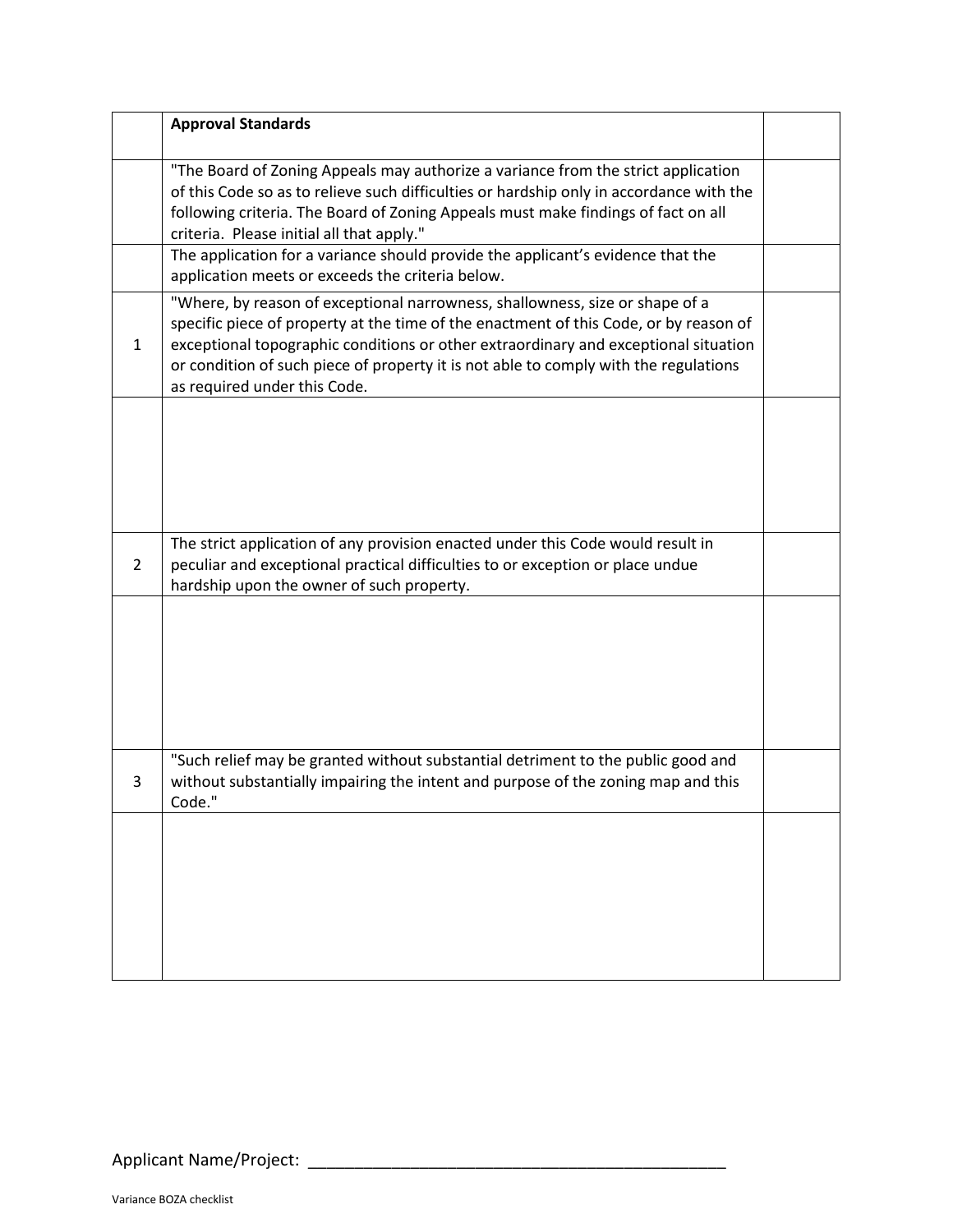| | | |
|---|---|---|
| | **Approval Standards** | |
| | "The Board of Zoning Appeals may authorize a variance from the strict application of this Code so as to relieve such difficulties or hardship only in accordance with the following criteria. The Board of Zoning Appeals must make findings of fact on all criteria. Please initial all that apply." | |
| | The application for a variance should provide the applicant's evidence that the application meets or exceeds the criteria below. | |
| 1 | "Where, by reason of exceptional narrowness, shallowness, size or shape of a specific piece of property at the time of the enactment of this Code, or by reason of exceptional topographic conditions or other extraordinary and exceptional situation or condition of such piece of property it is not able to comply with the regulations as required under this Code. | |
| | | |
| 2 | The strict application of any provision enacted under this Code would result in peculiar and exceptional practical difficulties to or exception or place undue hardship upon the owner of such property. | |
| | | |
| 3 | "Such relief may be granted without substantial detriment to the public good and without substantially impairing the intent and purpose of the zoning map and this Code." | |
| | | |

Applicant Name/Project: ____________________________________________

Variance BOZA checklist